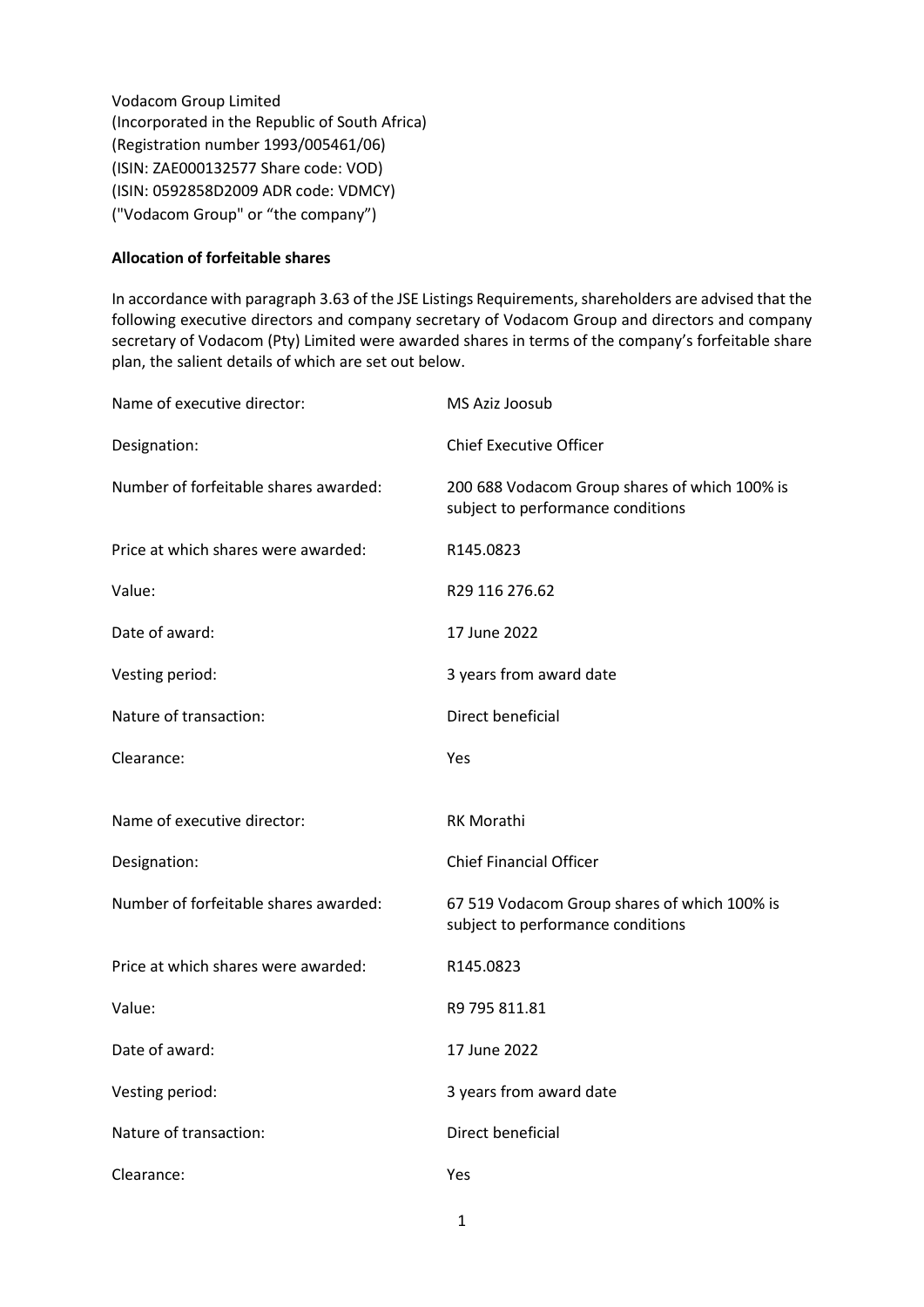Vodacom Group Limited
(Incorporated in the Republic of South Africa)
(Registration number 1993/005461/06)
(ISIN: ZAE000132577 Share code: VOD)
(ISIN: 0592858D2009 ADR code: VDMCY)
("Vodacom Group" or "the company")

**Allocation of forfeitable shares**

In accordance with paragraph 3.63 of the JSE Listings Requirements, shareholders are advised that the following executive directors and company secretary of Vodacom Group and directors and company secretary of Vodacom (Pty) Limited were awarded shares in terms of the company's forfeitable share plan, the salient details of which are set out below.

| | |
|---|---|
| Name of executive director: | MS Aziz Joosub |
| Designation: | Chief Executive Officer |
| Number of forfeitable shares awarded: | 200 688 Vodacom Group shares of which 100% is subject to performance conditions |
| Price at which shares were awarded: | R145.0823 |
| Value: | R29 116 276.62 |
| Date of award: | 17 June 2022 |
| Vesting period: | 3 years from award date |
| Nature of transaction: | Direct beneficial |
| Clearance: | Yes |

| | |
|---|---|
| Name of executive director: | RK Morathi |
| Designation: | Chief Financial Officer |
| Number of forfeitable shares awarded: | 67 519 Vodacom Group shares of which 100% is subject to performance conditions |
| Price at which shares were awarded: | R145.0823 |
| Value: | R9 795 811.81 |
| Date of award: | 17 June 2022 |
| Vesting period: | 3 years from award date |
| Nature of transaction: | Direct beneficial |
| Clearance: | Yes |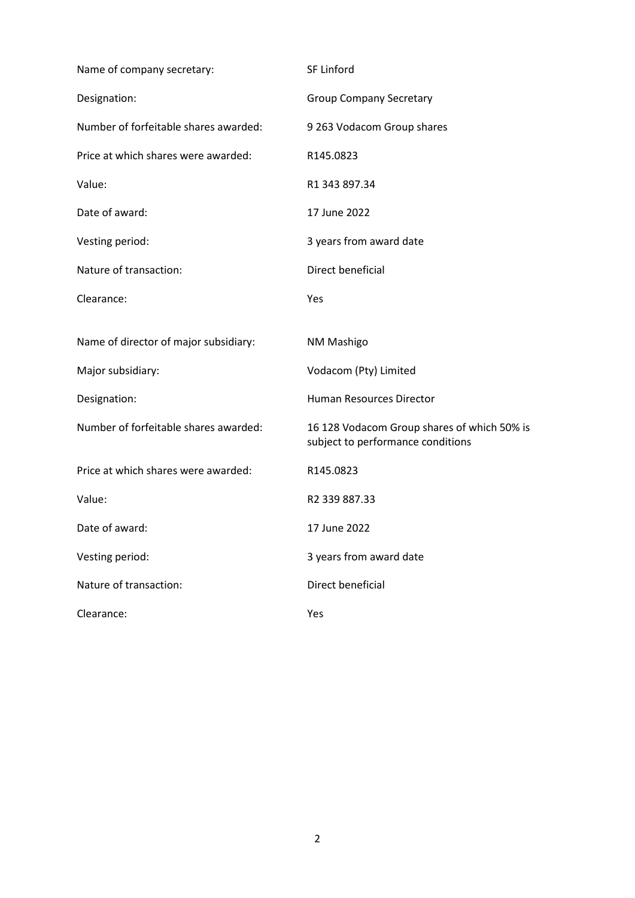| | |
|---|---|
| Name of company secretary: | SF Linford |
| Designation: | Group Company Secretary |
| Number of forfeitable shares awarded: | 9 263 Vodacom Group shares |
| Price at which shares were awarded: | R145.0823 |
| Value: | R1 343 897.34 |
| Date of award: | 17 June 2022 |
| Vesting period: | 3 years from award date |
| Nature of transaction: | Direct beneficial |
| Clearance: | Yes |

| | |
|---|---|
| Name of director of major subsidiary: | NM Mashigo |
| Major subsidiary: | Vodacom (Pty) Limited |
| Designation: | Human Resources Director |
| Number of forfeitable shares awarded: | 16 128 Vodacom Group shares of which 50% is subject to performance conditions |
| Price at which shares were awarded: | R145.0823 |
| Value: | R2 339 887.33 |
| Date of award: | 17 June 2022 |
| Vesting period: | 3 years from award date |
| Nature of transaction: | Direct beneficial |
| Clearance: | Yes |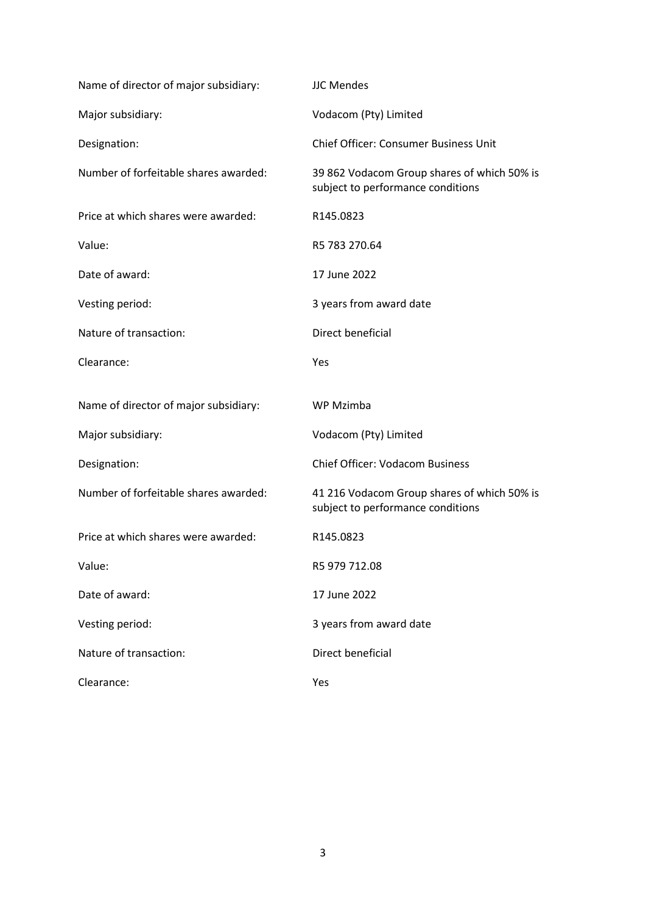| | |
|---|---|
| Name of director of major subsidiary: | JJC Mendes |
| Major subsidiary: | Vodacom (Pty) Limited |
| Designation: | Chief Officer: Consumer Business Unit |
| Number of forfeitable shares awarded: | 39 862 Vodacom Group shares of which 50% is subject to performance conditions |
| Price at which shares were awarded: | R145.0823 |
| Value: | R5 783 270.64 |
| Date of award: | 17 June 2022 |
| Vesting period: | 3 years from award date |
| Nature of transaction: | Direct beneficial |
| Clearance: | Yes |

| | |
|---|---|
| Name of director of major subsidiary: | WP Mzimba |
| Major subsidiary: | Vodacom (Pty) Limited |
| Designation: | Chief Officer: Vodacom Business |
| Number of forfeitable shares awarded: | 41 216 Vodacom Group shares of which 50% is subject to performance conditions |
| Price at which shares were awarded: | R145.0823 |
| Value: | R5 979 712.08 |
| Date of award: | 17 June 2022 |
| Vesting period: | 3 years from award date |
| Nature of transaction: | Direct beneficial |
| Clearance: | Yes |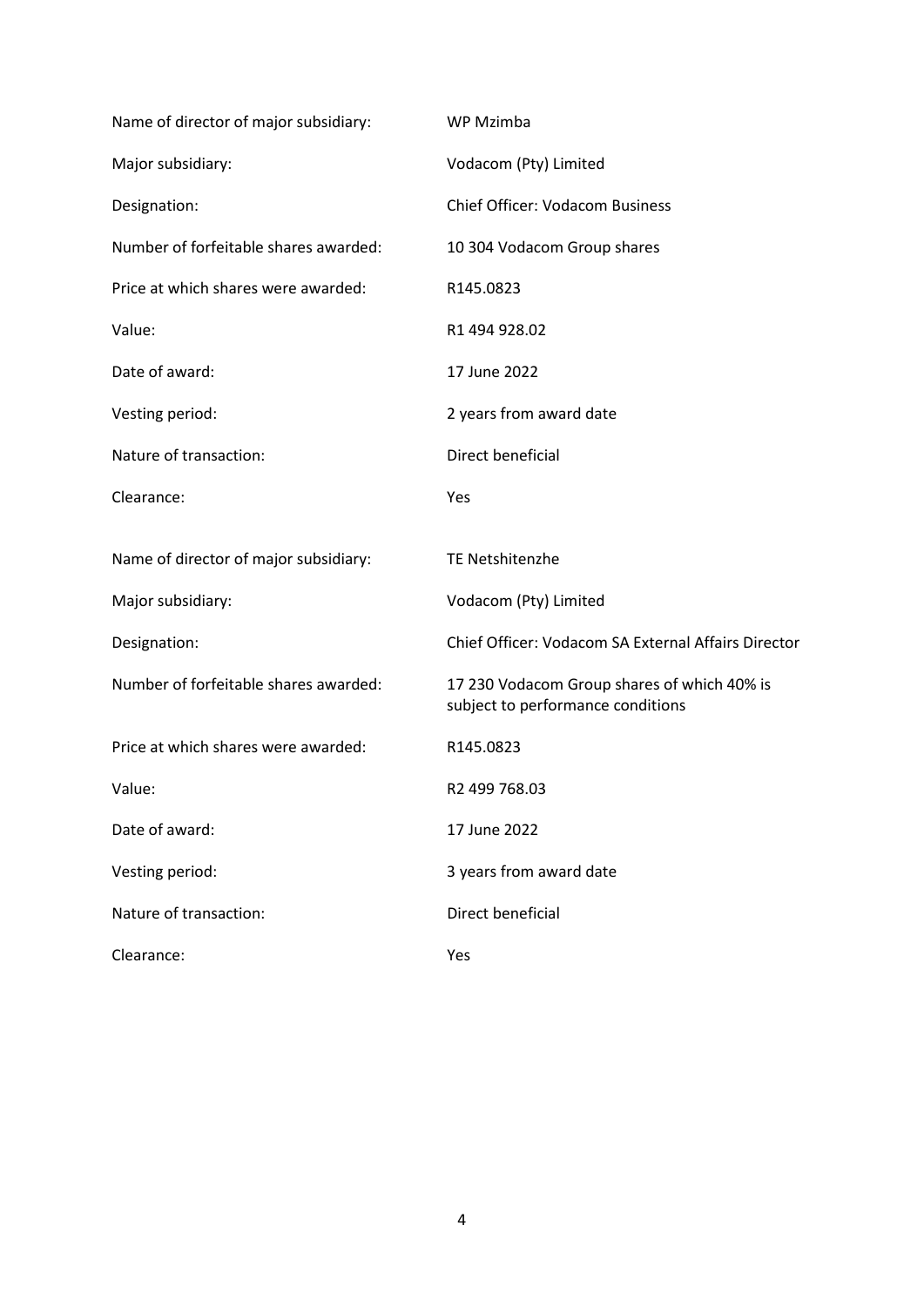| | |
|---|---|
| Name of director of major subsidiary: | WP Mzimba |
| Major subsidiary: | Vodacom (Pty) Limited |
| Designation: | Chief Officer: Vodacom Business |
| Number of forfeitable shares awarded: | 10 304 Vodacom Group shares |
| Price at which shares were awarded: | R145.0823 |
| Value: | R1 494 928.02 |
| Date of award: | 17 June 2022 |
| Vesting period: | 2 years from award date |
| Nature of transaction: | Direct beneficial |
| Clearance: | Yes |

| | |
|---|---|
| Name of director of major subsidiary: | TE Netshitenzhe |
| Major subsidiary: | Vodacom (Pty) Limited |
| Designation: | Chief Officer: Vodacom SA External Affairs Director |
| Number of forfeitable shares awarded: | 17 230 Vodacom Group shares of which 40% is subject to performance conditions |
| Price at which shares were awarded: | R145.0823 |
| Value: | R2 499 768.03 |
| Date of award: | 17 June 2022 |
| Vesting period: | 3 years from award date |
| Nature of transaction: | Direct beneficial |
| Clearance: | Yes |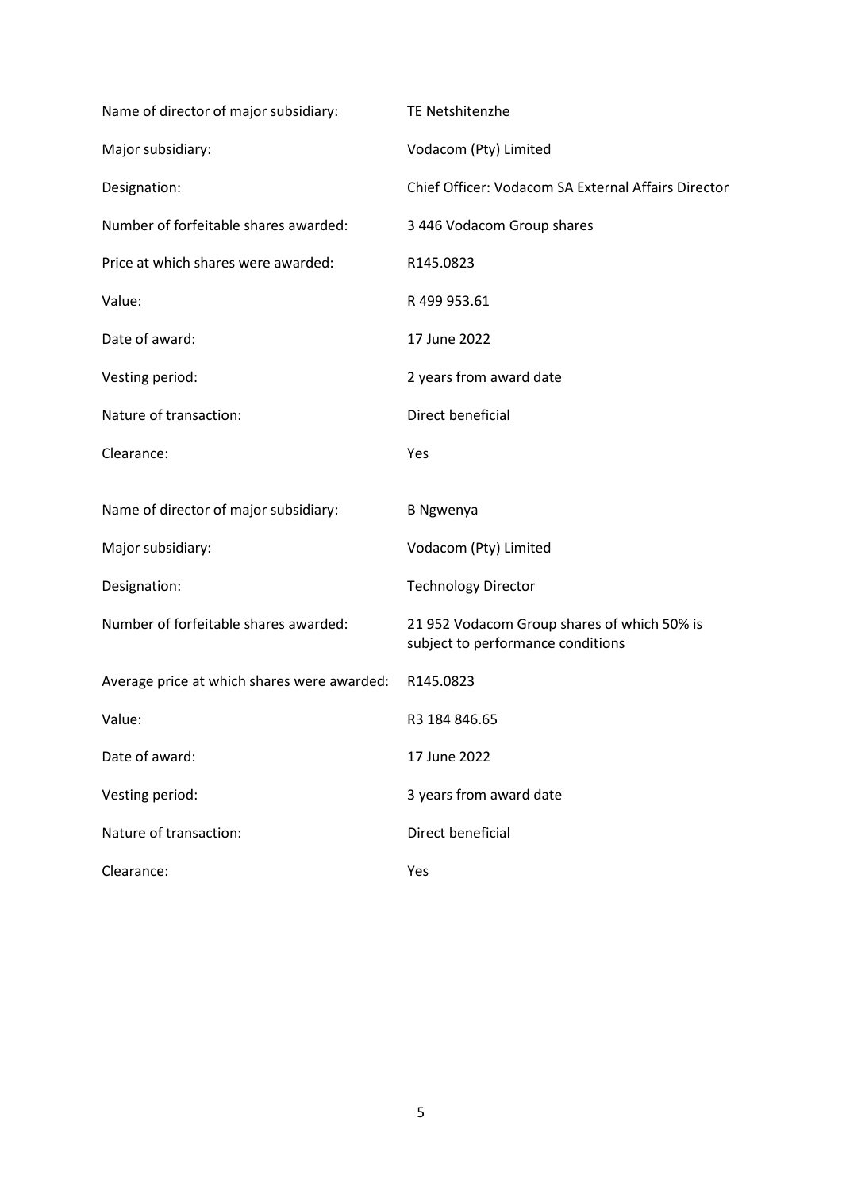| | |
|---|---|
| Name of director of major subsidiary: | TE Netshitenzhe |
| Major subsidiary: | Vodacom (Pty) Limited |
| Designation: | Chief Officer: Vodacom SA External Affairs Director |
| Number of forfeitable shares awarded: | 3 446 Vodacom Group shares |
| Price at which shares were awarded: | R145.0823 |
| Value: | R 499 953.61 |
| Date of award: | 17 June 2022 |
| Vesting period: | 2 years from award date |
| Nature of transaction: | Direct beneficial |
| Clearance: | Yes |

| | |
|---|---|
| Name of director of major subsidiary: | B Ngwenya |
| Major subsidiary: | Vodacom (Pty) Limited |
| Designation: | Technology Director |
| Number of forfeitable shares awarded: | 21 952 Vodacom Group shares of which 50% is subject to performance conditions |
| Average price at which shares were awarded: | R145.0823 |
| Value: | R3 184 846.65 |
| Date of award: | 17 June 2022 |
| Vesting period: | 3 years from award date |
| Nature of transaction: | Direct beneficial |
| Clearance: | Yes |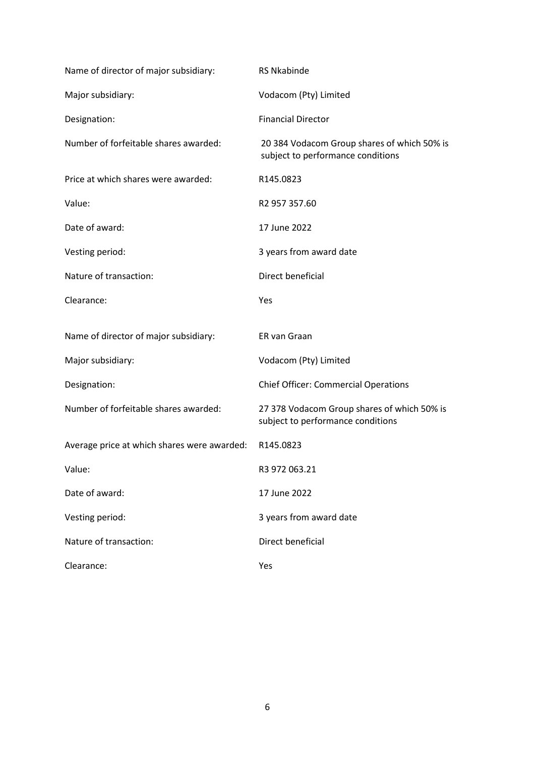| | |
|---|---|
| Name of director of major subsidiary: | RS Nkabinde |
| Major subsidiary: | Vodacom (Pty) Limited |
| Designation: | Financial Director |
| Number of forfeitable shares awarded: | 20 384 Vodacom Group shares of which 50% is subject to performance conditions |
| Price at which shares were awarded: | R145.0823 |
| Value: | R2 957 357.60 |
| Date of award: | 17 June 2022 |
| Vesting period: | 3 years from award date |
| Nature of transaction: | Direct beneficial |
| Clearance: | Yes |

| | |
|---|---|
| Name of director of major subsidiary: | ER van Graan |
| Major subsidiary: | Vodacom (Pty) Limited |
| Designation: | Chief Officer: Commercial Operations |
| Number of forfeitable shares awarded: | 27 378 Vodacom Group shares of which 50% is subject to performance conditions |
| Average price at which shares were awarded: | R145.0823 |
| Value: | R3 972 063.21 |
| Date of award: | 17 June 2022 |
| Vesting period: | 3 years from award date |
| Nature of transaction: | Direct beneficial |
| Clearance: | Yes |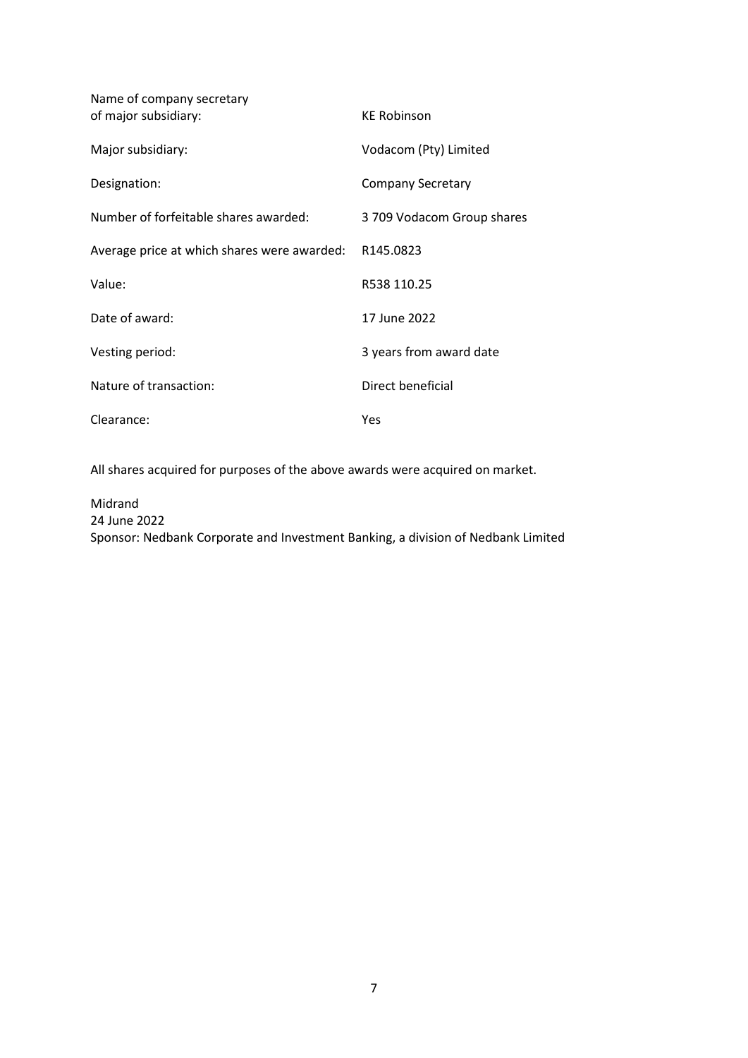| | |
|---|---|
| Name of company secretary of major subsidiary: | KE Robinson |
| Major subsidiary: | Vodacom (Pty) Limited |
| Designation: | Company Secretary |
| Number of forfeitable shares awarded: | 3 709 Vodacom Group shares |
| Average price at which shares were awarded: | R145.0823 |
| Value: | R538 110.25 |
| Date of award: | 17 June 2022 |
| Vesting period: | 3 years from award date |
| Nature of transaction: | Direct beneficial |
| Clearance: | Yes |

All shares acquired for purposes of the above awards were acquired on market.

Midrand
24 June 2022
Sponsor: Nedbank Corporate and Investment Banking, a division of Nedbank Limited